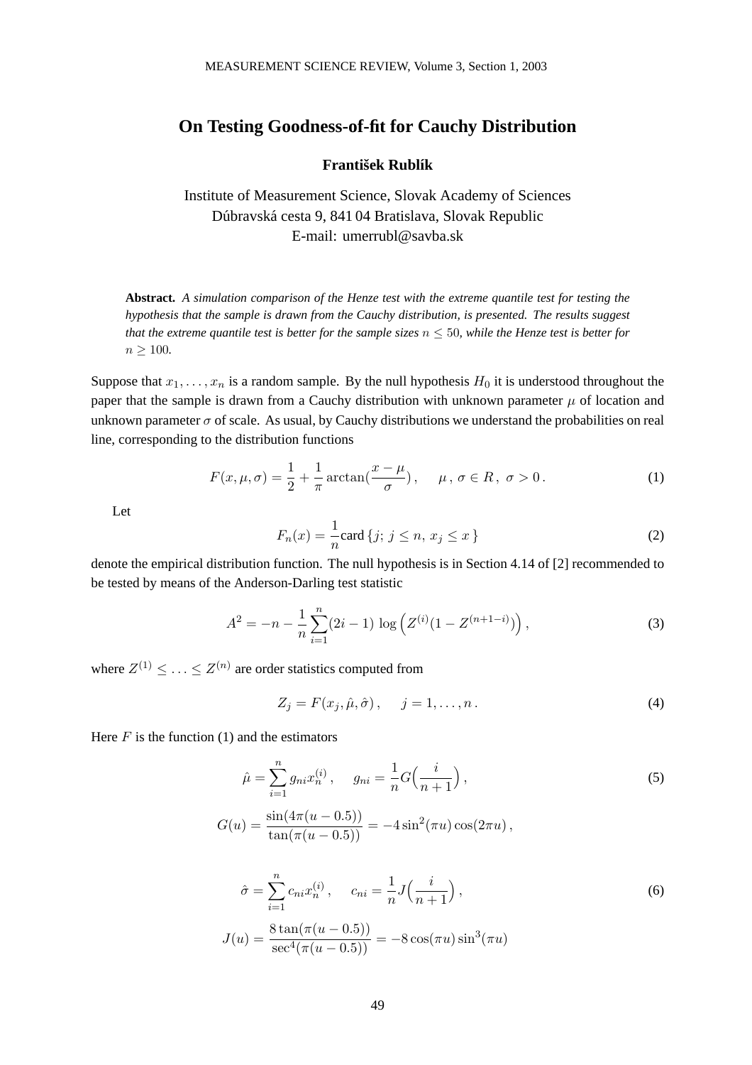# On Testing Goodness-of-fit for Cauchy Distribution

**František Rublík**

Institute of Measurement Science, Slovak Academy of Sciences
Dúbravská cesta 9, 841 04 Bratislava, Slovak Republic
E-mail: umerrubl@savba.sk

**Abstract.** *A simulation comparison of the Henze test with the extreme quantile test for testing the hypothesis that the sample is drawn from the Cauchy distribution, is presented. The results suggest that the extreme quantile test is better for the sample sizes $n \leq 50$, while the Henze test is better for $n \geq 100$.*

Suppose that $x_1, \ldots, x_n$ is a random sample. By the null hypothesis $H_0$ it is understood throughout the paper that the sample is drawn from a Cauchy distribution with unknown parameter $\mu$ of location and unknown parameter $\sigma$ of scale. As usual, by Cauchy distributions we understand the probabilities on real line, corresponding to the distribution functions

$$F(x, \mu, \sigma) = \frac{1}{2} + \frac{1}{\pi} \arctan\left(\frac{x - \mu}{\sigma}\right), \quad \mu\,,\, \sigma \in R\,,\ \sigma > 0\,. \tag{1}$$

Let

$$F_n(x) = \frac{1}{n} \text{card}\,\{j;\ j \leq n,\ x_j \leq x\,\} \tag{2}$$

denote the empirical distribution function. The null hypothesis is in Section 4.14 of [2] recommended to be tested by means of the Anderson-Darling test statistic

$$A^2 = -n - \frac{1}{n} \sum_{i=1}^{n} (2i - 1)\, \log\Big(Z^{(i)}(1 - Z^{(n+1-i)})\Big)\,, \tag{3}$$

where $Z^{(1)} \leq \ldots \leq Z^{(n)}$ are order statistics computed from

$$Z_j = F(x_j, \hat{\mu}, \hat{\sigma})\,, \quad j = 1, \ldots, n\,. \tag{4}$$

Here $F$ is the function (1) and the estimators

$$\hat{\mu} = \sum_{i=1}^{n} g_{ni} x_n^{(i)}\,, \quad g_{ni} = \frac{1}{n} G\Big(\frac{i}{n+1}\Big)\,, \tag{5}$$

$$G(u) = \frac{\sin(4\pi(u - 0.5))}{\tan(\pi(u - 0.5))} = -4 \sin^2(\pi u) \cos(2\pi u)\,,$$

$$\hat{\sigma} = \sum_{i=1}^{n} c_{ni} x_n^{(i)}\,, \quad c_{ni} = \frac{1}{n} J\Big(\frac{i}{n+1}\Big)\,, \tag{6}$$

$$J(u) = \frac{8 \tan(\pi(u - 0.5))}{\sec^4(\pi(u - 0.5))} = -8 \cos(\pi u) \sin^3(\pi u)$$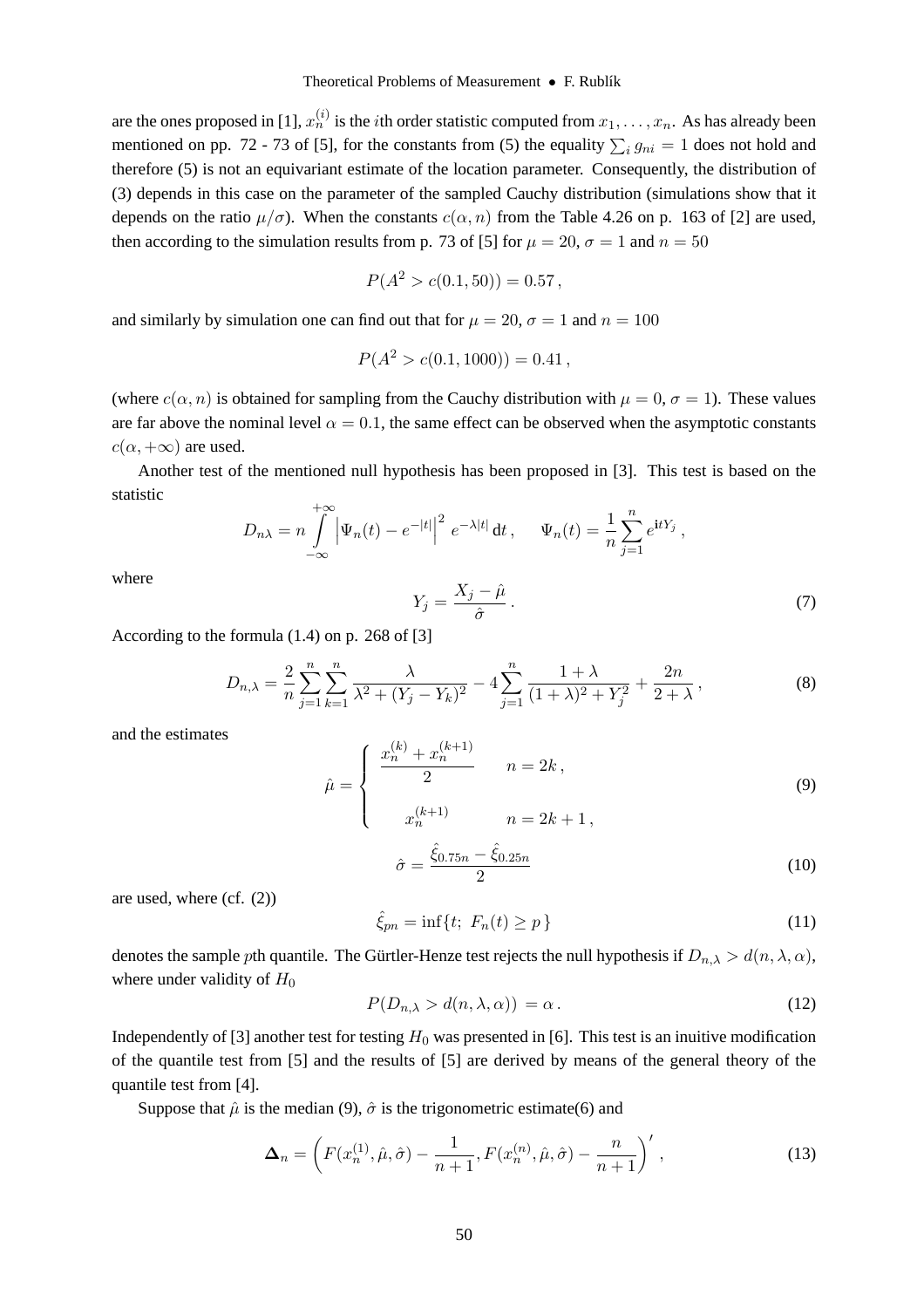are the ones proposed in [1], $x_n^{(i)}$ is the $i$th order statistic computed from $x_1, \ldots, x_n$. As has already been mentioned on pp. 72 - 73 of [5], for the constants from (5) the equality $\sum_i g_{ni} = 1$ does not hold and therefore (5) is not an equivariant estimate of the location parameter. Consequently, the distribution of (3) depends in this case on the parameter of the sampled Cauchy distribution (simulations show that it depends on the ratio $\mu/\sigma$). When the constants $c(\alpha, n)$ from the Table 4.26 on p. 163 of [2] are used, then according to the simulation results from p. 73 of [5] for $\mu = 20$, $\sigma = 1$ and $n = 50$

$$P(A^2 > c(0.1, 50)) = 0.57\,,$$

and similarly by simulation one can find out that for $\mu = 20$, $\sigma = 1$ and $n = 100$

$$P(A^2 > c(0.1, 1000)) = 0.41\,,$$

(where $c(\alpha, n)$ is obtained for sampling from the Cauchy distribution with $\mu = 0$, $\sigma = 1$). These values are far above the nominal level $\alpha = 0.1$, the same effect can be observed when the asymptotic constants $c(\alpha, +\infty)$ are used.

Another test of the mentioned null hypothesis has been proposed in [3]. This test is based on the statistic

$$D_{n\lambda} = n \int_{-\infty}^{+\infty} \left| \Psi_n(t) - e^{-|t|} \right|^2 e^{-\lambda|t|}\,\mathrm{d}t\,, \qquad \Psi_n(t) = \frac{1}{n}\sum_{j=1}^{n} e^{\mathrm{i}tY_j}\,,$$

where

$$Y_j = \frac{X_j - \hat{\mu}}{\hat{\sigma}}\,. \tag{7}$$

According to the formula (1.4) on p. 268 of [3]

$$D_{n,\lambda} = \frac{2}{n}\sum_{j=1}^{n}\sum_{k=1}^{n} \frac{\lambda}{\lambda^2 + (Y_j - Y_k)^2} - 4\sum_{j=1}^{n} \frac{1+\lambda}{(1+\lambda)^2 + Y_j^2} + \frac{2n}{2+\lambda}\,, \tag{8}$$

and the estimates

$$\hat{\mu} = \begin{cases} \dfrac{x_n^{(k)} + x_n^{(k+1)}}{2} & n = 2k\,, \\[2ex] x_n^{(k+1)} & n = 2k+1\,, \end{cases} \tag{9}$$

$$\hat{\sigma} = \frac{\hat{\xi}_{0.75n} - \hat{\xi}_{0.25n}}{2} \tag{10}$$

are used, where (cf. (2))

$$\hat{\xi}_{pn} = \inf\{t;\ F_n(t) \geq p\,\} \tag{11}$$

denotes the sample $p$th quantile. The Gürtler-Henze test rejects the null hypothesis if $D_{n,\lambda} > d(n, \lambda, \alpha)$, where under validity of $H_0$

$$P(D_{n,\lambda} > d(n, \lambda, \alpha)) = \alpha\,. \tag{12}$$

Independently of [3] another test for testing $H_0$ was presented in [6]. This test is an inuitive modification of the quantile test from [5] and the results of [5] are derived by means of the general theory of the quantile test from [4].

Suppose that $\hat{\mu}$ is the median (9), $\hat{\sigma}$ is the trigonometric estimate(6) and

$$\boldsymbol{\Delta}_n = \left( F(x_n^{(1)}, \hat{\mu}, \hat{\sigma}) - \frac{1}{n+1}, F(x_n^{(n)}, \hat{\mu}, \hat{\sigma}) - \frac{n}{n+1} \right)'\,, \tag{13}$$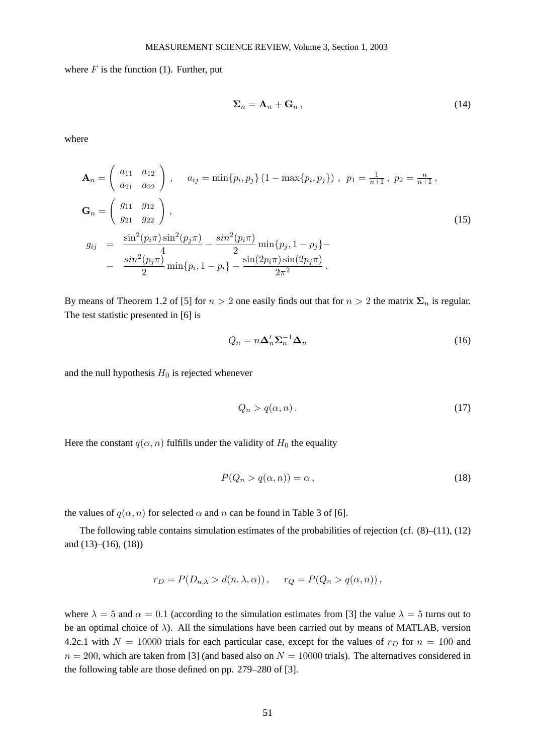where $F$ is the function (1). Further, put

$$\mathbf{\Sigma}_n = \mathbf{A}_n + \mathbf{G}_n \,, \tag{14}$$

where

$$\begin{aligned}
&\mathbf{A}_n = \begin{pmatrix} a_{11} & a_{12} \\ a_{21} & a_{22} \end{pmatrix} , \qquad a_{ij} = \min\{p_i, p_j\}\,(1 - \max\{p_i, p_j\}) \ , \ \ p_1 = \tfrac{1}{n+1} \, , \ p_2 = \tfrac{n}{n+1} \, , \\
&\mathbf{G}_n = \begin{pmatrix} g_{11} & g_{12} \\ g_{21} & g_{22} \end{pmatrix} , \\
&\begin{aligned}
g_{ij} \ &= \ \frac{\sin^2(p_i\pi)\sin^2(p_j\pi)}{4} - \frac{sin^2(p_i\pi)}{2} \min\{p_j, 1-p_j\} - \\
&- \ \frac{sin^2(p_j\pi)}{2} \min\{p_i, 1-p_i\} - \frac{\sin(2p_i\pi)\sin(2p_j\pi)}{2\pi^2} \, .
\end{aligned}
\end{aligned} \tag{15}$$

By means of Theorem 1.2 of [5] for $n > 2$ one easily finds out that for $n > 2$ the matrix $\mathbf{\Sigma}_n$ is regular. The test statistic presented in [6] is

$$Q_n = n \mathbf{\Delta}_n' \mathbf{\Sigma}_n^{-1} \mathbf{\Delta}_n \tag{16}$$

and the null hypothesis $H_0$ is rejected whenever

$$Q_n > q(\alpha, n) \, . \tag{17}$$

Here the constant $q(\alpha, n)$ fulfills under the validity of $H_0$ the equality

$$P(Q_n > q(\alpha, n)) = \alpha \, , \tag{18}$$

the values of $q(\alpha, n)$ for selected $\alpha$ and $n$ can be found in Table 3 of [6].

The following table contains simulation estimates of the probabilities of rejection (cf. (8)–(11), (12) and (13)–(16), (18))

$$r_D = P(D_{n,\lambda} > d(n, \lambda, \alpha)) \, , \qquad r_Q = P(Q_n > q(\alpha, n)) \, ,$$

where $\lambda = 5$ and $\alpha = 0.1$ (according to the simulation estimates from [3] the value $\lambda = 5$ turns out to be an optimal choice of $\lambda$). All the simulations have been carried out by means of MATLAB, version 4.2c.1 with $N = 10000$ trials for each particular case, except for the values of $r_D$ for $n = 100$ and $n = 200$, which are taken from [3] (and based also on $N = 10000$ trials). The alternatives considered in the following table are those defined on pp. 279–280 of [3].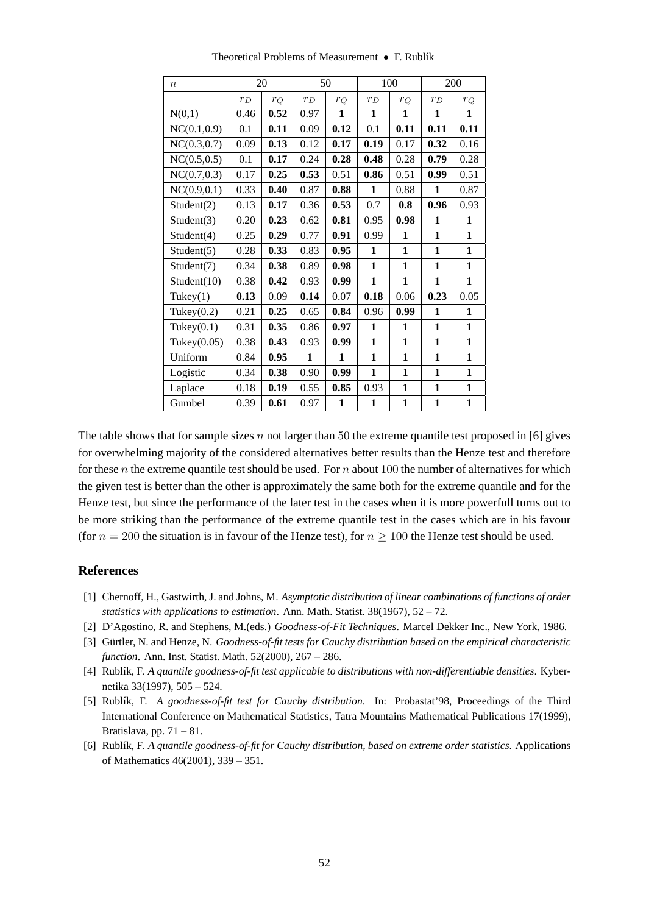| $n$ | 20 | | 50 | | 100 | | 200 | |
|---|---|---|---|---|---|---|---|---|
| | $r_D$ | $r_Q$ | $r_D$ | $r_Q$ | $r_D$ | $r_Q$ | $r_D$ | $r_Q$ |
| N(0,1) | 0.46 | **0.52** | 0.97 | **1** | **1** | **1** | **1** | **1** |
| NC(0.1,0.9) | 0.1 | **0.11** | 0.09 | **0.12** | 0.1 | **0.11** | **0.11** | **0.11** |
| NC(0.3,0.7) | 0.09 | **0.13** | 0.12 | **0.17** | **0.19** | 0.17 | **0.32** | 0.16 |
| NC(0.5,0.5) | 0.1 | **0.17** | 0.24 | **0.28** | **0.48** | 0.28 | **0.79** | 0.28 |
| NC(0.7,0.3) | 0.17 | **0.25** | **0.53** | 0.51 | **0.86** | 0.51 | **0.99** | 0.51 |
| NC(0.9,0.1) | 0.33 | **0.40** | 0.87 | **0.88** | **1** | 0.88 | **1** | 0.87 |
| Student(2) | 0.13 | **0.17** | 0.36 | **0.53** | 0.7 | **0.8** | **0.96** | 0.93 |
| Student(3) | 0.20 | **0.23** | 0.62 | **0.81** | 0.95 | **0.98** | **1** | **1** |
| Student(4) | 0.25 | **0.29** | 0.77 | **0.91** | 0.99 | **1** | **1** | **1** |
| Student(5) | 0.28 | **0.33** | 0.83 | **0.95** | **1** | **1** | **1** | **1** |
| Student(7) | 0.34 | **0.38** | 0.89 | **0.98** | **1** | **1** | **1** | **1** |
| Student(10) | 0.38 | **0.42** | 0.93 | **0.99** | **1** | **1** | **1** | **1** |
| Tukey(1) | **0.13** | 0.09 | **0.14** | 0.07 | **0.18** | 0.06 | **0.23** | 0.05 |
| Tukey(0.2) | 0.21 | **0.25** | 0.65 | **0.84** | 0.96 | **0.99** | **1** | **1** |
| Tukey(0.1) | 0.31 | **0.35** | 0.86 | **0.97** | **1** | **1** | **1** | **1** |
| Tukey(0.05) | 0.38 | **0.43** | 0.93 | **0.99** | **1** | **1** | **1** | **1** |
| Uniform | 0.84 | **0.95** | **1** | **1** | **1** | **1** | **1** | **1** |
| Logistic | 0.34 | **0.38** | 0.90 | **0.99** | **1** | **1** | **1** | **1** |
| Laplace | 0.18 | **0.19** | 0.55 | **0.85** | 0.93 | **1** | **1** | **1** |
| Gumbel | 0.39 | **0.61** | 0.97 | **1** | **1** | **1** | **1** | **1** |

The table shows that for sample sizes $n$ not larger than 50 the extreme quantile test proposed in [6] gives for overwhelming majority of the considered alternatives better results than the Henze test and therefore for these $n$ the extreme quantile test should be used. For $n$ about 100 the number of alternatives for which the given test is better than the other is approximately the same both for the extreme quantile and for the Henze test, but since the performance of the later test in the cases when it is more powerfull turns out to be more striking than the performance of the extreme quantile test in the cases which are in his favour (for $n = 200$ the situation is in favour of the Henze test), for $n \geq 100$ the Henze test should be used.

## References

[1] Chernoff, H., Gastwirth, J. and Johns, M. *Asymptotic distribution of linear combinations of functions of order statistics with applications to estimation*. Ann. Math. Statist. 38(1967), 52 – 72.

[2] D'Agostino, R. and Stephens, M.(eds.) *Goodness-of-Fit Techniques*. Marcel Dekker Inc., New York, 1986.

[3] Gürtler, N. and Henze, N. *Goodness-of-fit tests for Cauchy distribution based on the empirical characteristic function*. Ann. Inst. Statist. Math. 52(2000), 267 – 286.

[4] Rublík, F. *A quantile goodness-of-fit test applicable to distributions with non-differentiable densities*. Kybernetika 33(1997), 505 – 524.

[5] Rublík, F. *A goodness-of-fit test for Cauchy distribution*. In: Probastat'98, Proceedings of the Third International Conference on Mathematical Statistics, Tatra Mountains Mathematical Publications 17(1999), Bratislava, pp. 71 – 81.

[6] Rublík, F. *A quantile goodness-of-fit for Cauchy distribution, based on extreme order statistics*. Applications of Mathematics 46(2001), 339 – 351.